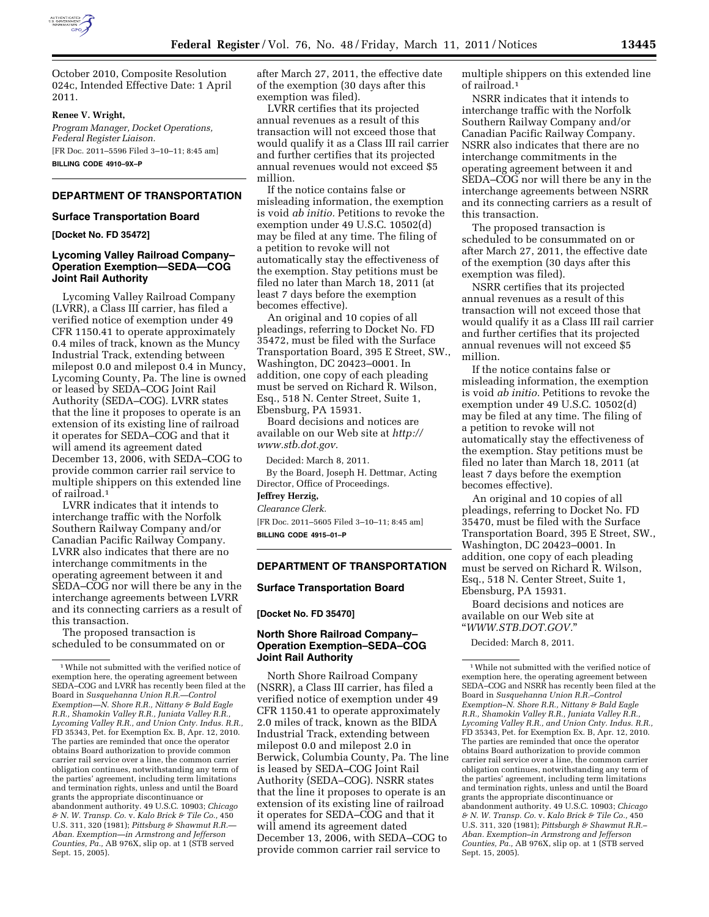October 2010, Composite Resolution 024c, Intended Effective Date: 1 April 2011.

**Renee V. Wright,**

*Program Manager, Docket Operations, Federal Register Liaison.*

[FR Doc. 2011–5596 Filed 3–10–11; 8:45 am]

**BILLING CODE 4910–9X–P**

## DEPARTMENT OF TRANSPORTATION

### Surface Transportation Board

**[Docket No. FD 35472]**

### Lycoming Valley Railroad Company–Operation Exemption—SEDA—COG Joint Rail Authority

Lycoming Valley Railroad Company (LVRR), a Class III carrier, has filed a verified notice of exemption under 49 CFR 1150.41 to operate approximately 0.4 miles of track, known as the Muncy Industrial Track, extending between milepost 0.0 and milepost 0.4 in Muncy, Lycoming County, Pa. The line is owned or leased by SEDA–COG Joint Rail Authority (SEDA–COG). LVRR states that the line it proposes to operate is an extension of its existing line of railroad it operates for SEDA–COG and that it will amend its agreement dated December 13, 2006, with SEDA–COG to provide common carrier rail service to multiple shippers on this extended line of railroad.[1]

LVRR indicates that it intends to interchange traffic with the Norfolk Southern Railway Company and/or Canadian Pacific Railway Company. LVRR also indicates that there are no interchange commitments in the operating agreement between it and SEDA–COG nor will there be any in the interchange agreements between LVRR and its connecting carriers as a result of this transaction.

The proposed transaction is scheduled to be consummated on or after March 27, 2011, the effective date of the exemption (30 days after this exemption was filed).

LVRR certifies that its projected annual revenues as a result of this transaction will not exceed those that would qualify it as a Class III rail carrier and further certifies that its projected annual revenues would not exceed $5 million.

If the notice contains false or misleading information, the exemption is void *ab initio.* Petitions to revoke the exemption under 49 U.S.C. 10502(d) may be filed at any time. The filing of a petition to revoke will not automatically stay the effectiveness of the exemption. Stay petitions must be filed no later than March 18, 2011 (at least 7 days before the exemption becomes effective).

An original and 10 copies of all pleadings, referring to Docket No. FD 35472, must be filed with the Surface Transportation Board, 395 E Street, SW., Washington, DC 20423–0001. In addition, one copy of each pleading must be served on Richard R. Wilson, Esq., 518 N. Center Street, Suite 1, Ebensburg, PA 15931.

Board decisions and notices are available on our Web site at *http://www.stb.dot.gov.*

Decided: March 8, 2011.

By the Board, Joseph H. Dettmar, Acting Director, Office of Proceedings.

**Jeffrey Herzig,**

*Clearance Clerk.*

[FR Doc. 2011–5605 Filed 3–10–11; 8:45 am]

**BILLING CODE 4915–01–P**

[1] While not submitted with the verified notice of exemption here, the operating agreement between SEDA–COG and LVRR has recently been filed at the Board in *Susquehanna Union R.R.—Control Exemption—N. Shore R.R., Nittany & Bald Eagle R.R., Shamokin Valley R.R., Juniata Valley R.R., Lycoming Valley R.R., and Union Cnty. Indus. R.R.,* FD 35343, Pet. for Exemption Ex. B, Apr. 12, 2010. The parties are reminded that once the operator obtains Board authorization to provide common carrier rail service over a line, the common carrier obligation continues, notwithstanding any term of the parties' agreement, including term limitations and termination rights, unless and until the Board grants the appropriate discontinuance or abandonment authority. 49 U.S.C. 10903; *Chicago & N. W. Transp. Co.* v. *Kalo Brick & Tile Co.,* 450 U.S. 311, 320 (1981); *Pittsburg & Shawmut R.R.—Aban. Exemption—in Armstrong and Jefferson Counties, Pa.,* AB 976X, slip op. at 1 (STB served Sept. 15, 2005).

## DEPARTMENT OF TRANSPORTATION

### Surface Transportation Board

**[Docket No. FD 35470]**

### North Shore Railroad Company–Operation Exemption–SEDA–COG Joint Rail Authority

North Shore Railroad Company (NSRR), a Class III carrier, has filed a verified notice of exemption under 49 CFR 1150.41 to operate approximately 2.0 miles of track, known as the BIDA Industrial Track, extending between milepost 0.0 and milepost 2.0 in Berwick, Columbia County, Pa. The line is leased by SEDA–COG Joint Rail Authority (SEDA–COG). NSRR states that the line it proposes to operate is an extension of its existing line of railroad it operates for SEDA–COG and that it will amend its agreement dated December 13, 2006, with SEDA–COG to provide common carrier rail service to multiple shippers on this extended line of railroad.[1]

NSRR indicates that it intends to interchange traffic with the Norfolk Southern Railway Company and/or Canadian Pacific Railway Company. NSRR also indicates that there are no interchange commitments in the operating agreement between it and SEDA–COG nor will there be any in the interchange agreements between NSRR and its connecting carriers as a result of this transaction.

The proposed transaction is scheduled to be consummated on or after March 27, 2011, the effective date of the exemption (30 days after this exemption was filed).

NSRR certifies that its projected annual revenues as a result of this transaction will not exceed those that would qualify it as a Class III rail carrier and further certifies that its projected annual revenues will not exceed $5 million.

If the notice contains false or misleading information, the exemption is void *ab initio.* Petitions to revoke the exemption under 49 U.S.C. 10502(d) may be filed at any time. The filing of a petition to revoke will not automatically stay the effectiveness of the exemption. Stay petitions must be filed no later than March 18, 2011 (at least 7 days before the exemption becomes effective).

An original and 10 copies of all pleadings, referring to Docket No. FD 35470, must be filed with the Surface Transportation Board, 395 E Street, SW., Washington, DC 20423–0001. In addition, one copy of each pleading must be served on Richard R. Wilson, Esq., 518 N. Center Street, Suite 1, Ebensburg, PA 15931.

Board decisions and notices are available on our Web site at "*WWW.STB.DOT.GOV.*"

Decided: March 8, 2011.

[1] While not submitted with the verified notice of exemption here, the operating agreement between SEDA–COG and NSRR has recently been filed at the Board in *Susquehanna Union R.R.–Control Exemption–N. Shore R.R., Nittany & Bald Eagle R.R., Shamokin Valley R.R., Juniata Valley R.R., Lycoming Valley R.R., and Union Cnty. Indus. R.R.,* FD 35343, Pet. for Exemption Ex. B, Apr. 12, 2010. The parties are reminded that once the operator obtains Board authorization to provide common carrier rail service over a line, the common carrier obligation continues, notwithstanding any term of the parties' agreement, including term limitations and termination rights, unless and until the Board grants the appropriate discontinuance or abandonment authority. 49 U.S.C. 10903; *Chicago & N. W. Transp. Co.* v. *Kalo Brick & Tile Co.,* 450 U.S. 311, 320 (1981); *Pittsburgh & Shawmut R.R.–Aban. Exemption–in Armstrong and Jefferson Counties, Pa.,* AB 976X, slip op. at 1 (STB served Sept. 15, 2005).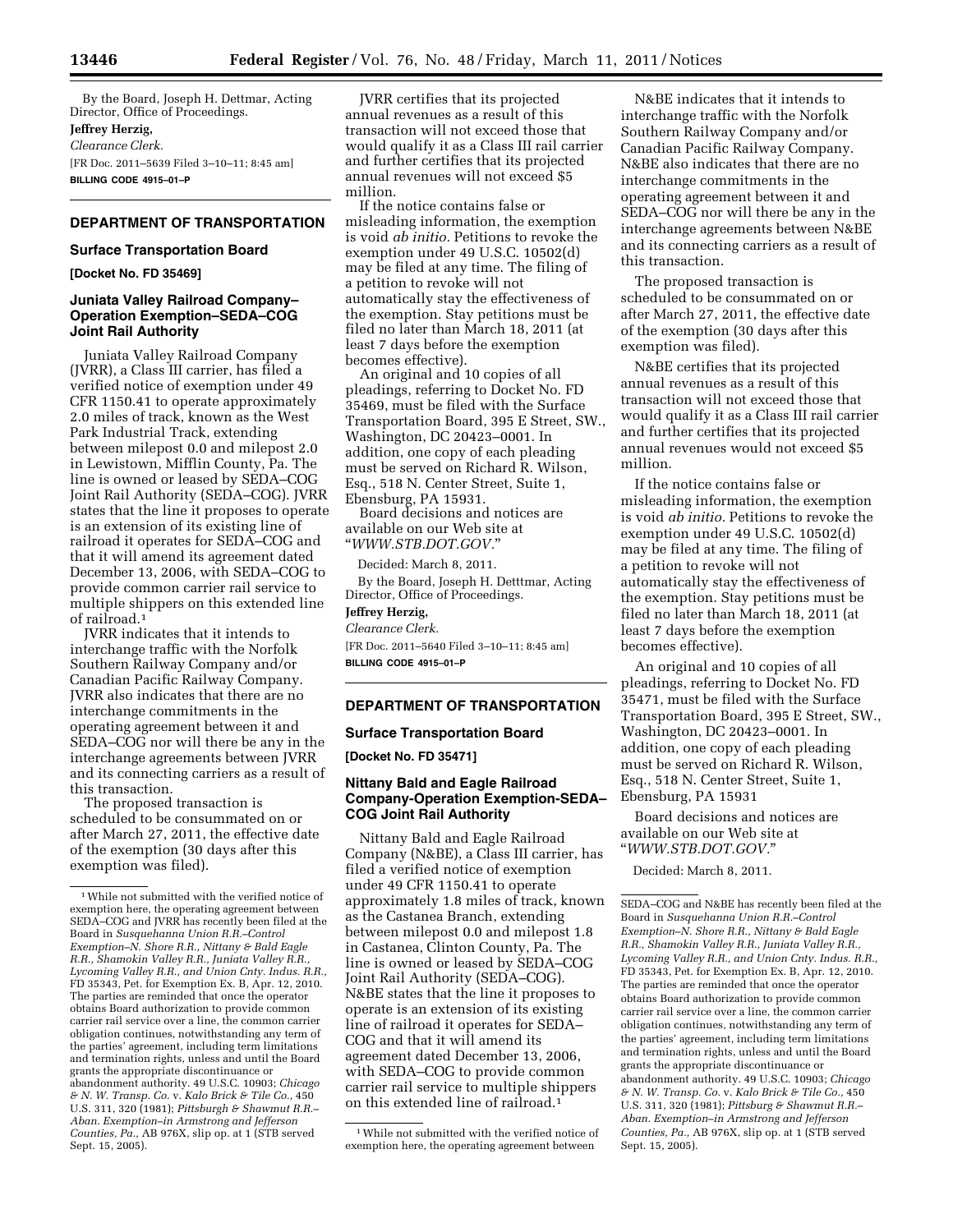By the Board, Joseph H. Dettmar, Acting Director, Office of Proceedings.

**Jeffrey Herzig,**

*Clearance Clerk.*

[FR Doc. 2011–5639 Filed 3–10–11; 8:45 am]

**BILLING CODE 4915–01–P**

## DEPARTMENT OF TRANSPORTATION

### Surface Transportation Board

**[Docket No. FD 35469]**

### Juniata Valley Railroad Company–Operation Exemption–SEDA–COG Joint Rail Authority

Juniata Valley Railroad Company (JVRR), a Class III carrier, has filed a verified notice of exemption under 49 CFR 1150.41 to operate approximately 2.0 miles of track, known as the West Park Industrial Track, extending between milepost 0.0 and milepost 2.0 in Lewistown, Mifflin County, Pa. The line is owned or leased by SEDA–COG Joint Rail Authority (SEDA–COG). JVRR states that the line it proposes to operate is an extension of its existing line of railroad it operates for SEDA–COG and that it will amend its agreement dated December 13, 2006, with SEDA–COG to provide common carrier rail service to multiple shippers on this extended line of railroad.[1]

JVRR indicates that it intends to interchange traffic with the Norfolk Southern Railway Company and/or Canadian Pacific Railway Company. JVRR also indicates that there are no interchange commitments in the operating agreement between it and SEDA–COG nor will there be any in the interchange agreements between JVRR and its connecting carriers as a result of this transaction.

The proposed transaction is scheduled to be consummated on or after March 27, 2011, the effective date of the exemption (30 days after this exemption was filed).

JVRR certifies that its projected annual revenues as a result of this transaction will not exceed those that would qualify it as a Class III rail carrier and further certifies that its projected annual revenues will not exceed $5 million.

If the notice contains false or misleading information, the exemption is void *ab initio.* Petitions to revoke the exemption under 49 U.S.C. 10502(d) may be filed at any time. The filing of a petition to revoke will not automatically stay the effectiveness of the exemption. Stay petitions must be filed no later than March 18, 2011 (at least 7 days before the exemption becomes effective).

An original and 10 copies of all pleadings, referring to Docket No. FD 35469, must be filed with the Surface Transportation Board, 395 E Street, SW., Washington, DC 20423–0001. In addition, one copy of each pleading must be served on Richard R. Wilson, Esq., 518 N. Center Street, Suite 1, Ebensburg, PA 15931.

Board decisions and notices are available on our Web site at "*WWW.STB.DOT.GOV.*"

Decided: March 8, 2011.

By the Board, Joseph H. Detttmar, Acting Director, Office of Proceedings.

**Jeffrey Herzig,**

*Clearance Clerk.*

[FR Doc. 2011–5640 Filed 3–10–11; 8:45 am]

**BILLING CODE 4915–01–P**

[1] While not submitted with the verified notice of exemption here, the operating agreement between SEDA–COG and JVRR has recently been filed at the Board in *Susquehanna Union R.R.–Control Exemption–N. Shore R.R., Nittany & Bald Eagle R.R., Shamokin Valley R.R., Juniata Valley R.R., Lycoming Valley R.R., and Union Cnty. Indus. R.R.,* FD 35343, Pet. for Exemption Ex. B, Apr. 12, 2010. The parties are reminded that once the operator obtains Board authorization to provide common carrier rail service over a line, the common carrier obligation continues, notwithstanding any term of the parties' agreement, including term limitations and termination rights, unless and until the Board grants the appropriate discontinuance or abandonment authority. 49 U.S.C. 10903; *Chicago & N. W. Transp. Co.* v. *Kalo Brick & Tile Co.,* 450 U.S. 311, 320 (1981); *Pittsburgh & Shawmut R.R.– Aban. Exemption–in Armstrong and Jefferson Counties, Pa.,* AB 976X, slip op. at 1 (STB served Sept. 15, 2005).

## DEPARTMENT OF TRANSPORTATION

### Surface Transportation Board

**[Docket No. FD 35471]**

### Nittany Bald and Eagle Railroad Company-Operation Exemption-SEDA–COG Joint Rail Authority

Nittany Bald and Eagle Railroad Company (N&BE), a Class III carrier, has filed a verified notice of exemption under 49 CFR 1150.41 to operate approximately 1.8 miles of track, known as the Castanea Branch, extending between milepost 0.0 and milepost 1.8 in Castanea, Clinton County, Pa. The line is owned or leased by SEDA–COG Joint Rail Authority (SEDA–COG). N&BE states that the line it proposes to operate is an extension of its existing line of railroad it operates for SEDA–COG and that it will amend its agreement dated December 13, 2006, with SEDA–COG to provide common carrier rail service to multiple shippers on this extended line of railroad.[1]

N&BE indicates that it intends to interchange traffic with the Norfolk Southern Railway Company and/or Canadian Pacific Railway Company. N&BE also indicates that there are no interchange commitments in the operating agreement between it and SEDA–COG nor will there be any in the interchange agreements between N&BE and its connecting carriers as a result of this transaction.

The proposed transaction is scheduled to be consummated on or after March 27, 2011, the effective date of the exemption (30 days after this exemption was filed).

N&BE certifies that its projected annual revenues as a result of this transaction will not exceed those that would qualify it as a Class III rail carrier and further certifies that its projected annual revenues would not exceed $5 million.

If the notice contains false or misleading information, the exemption is void *ab initio.* Petitions to revoke the exemption under 49 U.S.C. 10502(d) may be filed at any time. The filing of a petition to revoke will not automatically stay the effectiveness of the exemption. Stay petitions must be filed no later than March 18, 2011 (at least 7 days before the exemption becomes effective).

An original and 10 copies of all pleadings, referring to Docket No. FD 35471, must be filed with the Surface Transportation Board, 395 E Street, SW., Washington, DC 20423–0001. In addition, one copy of each pleading must be served on Richard R. Wilson, Esq., 518 N. Center Street, Suite 1, Ebensburg, PA 15931

Board decisions and notices are available on our Web site at "*WWW.STB.DOT.GOV.*"

Decided: March 8, 2011.

[1] While not submitted with the verified notice of exemption here, the operating agreement between SEDA–COG and N&BE has recently been filed at the Board in *Susquehanna Union R.R.–Control Exemption–N. Shore R.R., Nittany & Bald Eagle R.R., Shamokin Valley R.R., Juniata Valley R.R., Lycoming Valley R.R., and Union Cnty. Indus. R.R.,* FD 35343, Pet. for Exemption Ex. B, Apr. 12, 2010. The parties are reminded that once the operator obtains Board authorization to provide common carrier rail service over a line, the common carrier obligation continues, notwithstanding any term of the parties' agreement, including term limitations and termination rights, unless and until the Board grants the appropriate discontinuance or abandonment authority. 49 U.S.C. 10903; *Chicago & N. W. Transp. Co.* v. *Kalo Brick & Tile Co.,* 450 U.S. 311, 320 (1981); *Pittsburg & Shawmut R.R.– Aban. Exemption–in Armstrong and Jefferson Counties, Pa.,* AB 976X, slip op. at 1 (STB served Sept. 15, 2005).